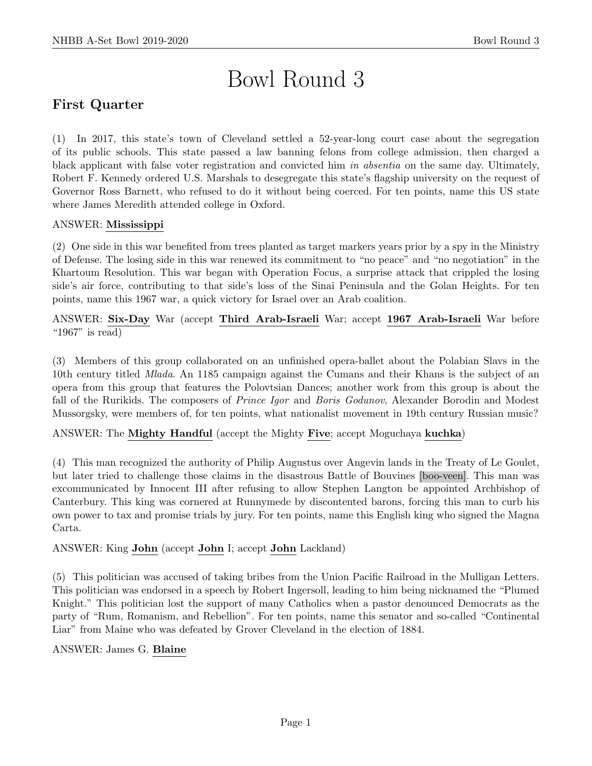# Bowl Round 3

## First Quarter

(1) In 2017, this state's town of Cleveland settled a 52-year-long court case about the segregation of its public schools. This state passed a law banning felons from college admission, then charged a black applicant with false voter registration and convicted him *in absentia* on the same day. Ultimately, Robert F. Kennedy ordered U.S. Marshals to desegregate this state's flagship university on the request of Governor Ross Barnett, who refused to do it without being coerced. For ten points, name this US state where James Meredith attended college in Oxford.

ANSWER: **Mississippi**

(2) One side in this war benefited from trees planted as target markers years prior by a spy in the Ministry of Defense. The losing side in this war renewed its commitment to "no peace" and "no negotiation" in the Khartoum Resolution. This war began with Operation Focus, a surprise attack that crippled the losing side's air force, contributing to that side's loss of the Sinai Peninsula and the Golan Heights. For ten points, name this 1967 war, a quick victory for Israel over an Arab coalition.

ANSWER: **Six-Day** War (accept **Third Arab-Israeli** War; accept **1967 Arab-Israeli** War before "1967" is read)

(3) Members of this group collaborated on an unfinished opera-ballet about the Polabian Slavs in the 10th century titled *Mlada*. An 1185 campaign against the Cumans and their Khans is the subject of an opera from this group that features the Polovtsian Dances; another work from this group is about the fall of the Rurikids. The composers of *Prince Igor* and *Boris Godunov*, Alexander Borodin and Modest Mussorgsky, were members of, for ten points, what nationalist movement in 19th century Russian music?

ANSWER: The **Mighty Handful** (accept the Mighty **Five**; accept Moguchaya **kuchka**)

(4) This man recognized the authority of Philip Augustus over Angevin lands in the Treaty of Le Goulet, but later tried to challenge those claims in the disastrous Battle of Bouvines [boo-veen]. This man was excommunicated by Innocent III after refusing to allow Stephen Langton be appointed Archbishop of Canterbury. This king was cornered at Runnymede by discontented barons, forcing this man to curb his own power to tax and promise trials by jury. For ten points, name this English king who signed the Magna Carta.

ANSWER: King **John** (accept **John** I; accept **John** Lackland)

(5) This politician was accused of taking bribes from the Union Pacific Railroad in the Mulligan Letters. This politician was endorsed in a speech by Robert Ingersoll, leading to him being nicknamed the "Plumed Knight." This politician lost the support of many Catholics when a pastor denounced Democrats as the party of "Rum, Romanism, and Rebellion". For ten points, name this senator and so-called "Continental Liar" from Maine who was defeated by Grover Cleveland in the election of 1884.

ANSWER: James G. **Blaine**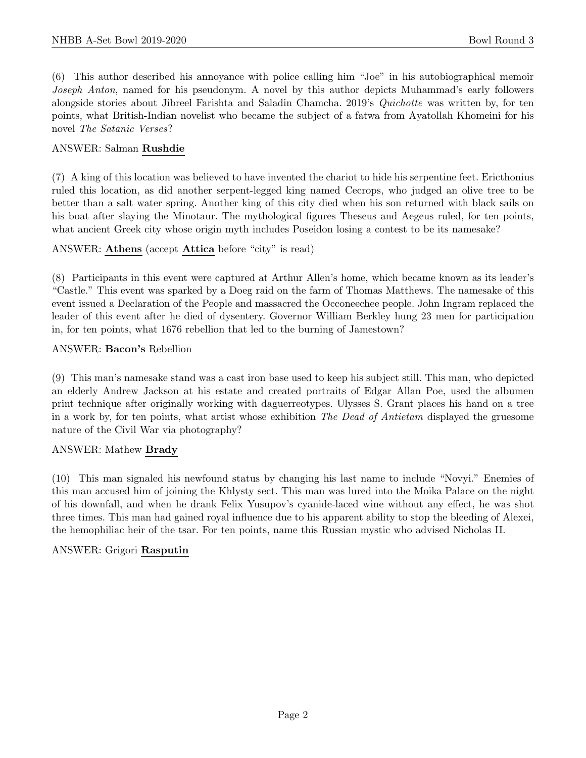(6) This author described his annoyance with police calling him "Joe" in his autobiographical memoir *Joseph Anton*, named for his pseudonym. A novel by this author depicts Muhammad's early followers alongside stories about Jibreel Farishta and Saladin Chamcha. 2019's *Quichotte* was written by, for ten points, what British-Indian novelist who became the subject of a fatwa from Ayatollah Khomeini for his novel *The Satanic Verses*?

ANSWER: Salman **Rushdie**

(7) A king of this location was believed to have invented the chariot to hide his serpentine feet. Ericthonius ruled this location, as did another serpent-legged king named Cecrops, who judged an olive tree to be better than a salt water spring. Another king of this city died when his son returned with black sails on his boat after slaying the Minotaur. The mythological figures Theseus and Aegeus ruled, for ten points, what ancient Greek city whose origin myth includes Poseidon losing a contest to be its namesake?

ANSWER: **Athens** (accept **Attica** before "city" is read)

(8) Participants in this event were captured at Arthur Allen's home, which became known as its leader's "Castle." This event was sparked by a Doeg raid on the farm of Thomas Matthews. The namesake of this event issued a Declaration of the People and massacred the Occoneechee people. John Ingram replaced the leader of this event after he died of dysentery. Governor William Berkley hung 23 men for participation in, for ten points, what 1676 rebellion that led to the burning of Jamestown?

ANSWER: **Bacon's** Rebellion

(9) This man's namesake stand was a cast iron base used to keep his subject still. This man, who depicted an elderly Andrew Jackson at his estate and created portraits of Edgar Allan Poe, used the albumen print technique after originally working with daguerreotypes. Ulysses S. Grant places his hand on a tree in a work by, for ten points, what artist whose exhibition *The Dead of Antietam* displayed the gruesome nature of the Civil War via photography?

ANSWER: Mathew **Brady**

(10) This man signaled his newfound status by changing his last name to include "Novyi." Enemies of this man accused him of joining the Khlysty sect. This man was lured into the Moika Palace on the night of his downfall, and when he drank Felix Yusupov's cyanide-laced wine without any effect, he was shot three times. This man had gained royal influence due to his apparent ability to stop the bleeding of Alexei, the hemophiliac heir of the tsar. For ten points, name this Russian mystic who advised Nicholas II.

ANSWER: Grigori **Rasputin**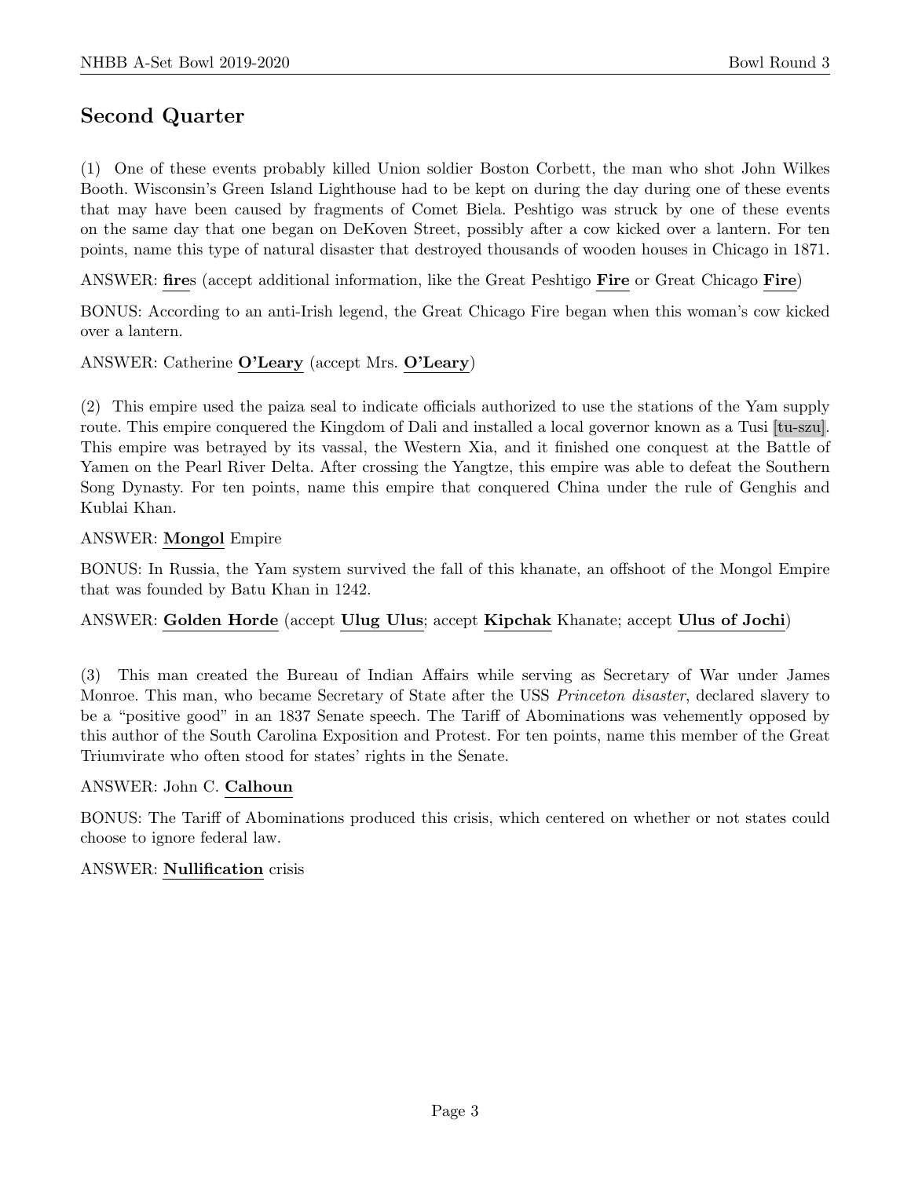## Second Quarter

(1) One of these events probably killed Union soldier Boston Corbett, the man who shot John Wilkes Booth. Wisconsin's Green Island Lighthouse had to be kept on during the day during one of these events that may have been caused by fragments of Comet Biela. Peshtigo was struck by one of these events on the same day that one began on DeKoven Street, possibly after a cow kicked over a lantern. For ten points, name this type of natural disaster that destroyed thousands of wooden houses in Chicago in 1871.

ANSWER: **fire**s (accept additional information, like the Great Peshtigo **Fire** or Great Chicago **Fire**)

BONUS: According to an anti-Irish legend, the Great Chicago Fire began when this woman's cow kicked over a lantern.

ANSWER: Catherine **O'Leary** (accept Mrs. **O'Leary**)

(2) This empire used the paiza seal to indicate officials authorized to use the stations of the Yam supply route. This empire conquered the Kingdom of Dali and installed a local governor known as a Tusi [tu-szu]. This empire was betrayed by its vassal, the Western Xia, and it finished one conquest at the Battle of Yamen on the Pearl River Delta. After crossing the Yangtze, this empire was able to defeat the Southern Song Dynasty. For ten points, name this empire that conquered China under the rule of Genghis and Kublai Khan.

ANSWER: **Mongol** Empire

BONUS: In Russia, the Yam system survived the fall of this khanate, an offshoot of the Mongol Empire that was founded by Batu Khan in 1242.

ANSWER: **Golden Horde** (accept **Ulug Ulus**; accept **Kipchak** Khanate; accept **Ulus of Jochi**)

(3) This man created the Bureau of Indian Affairs while serving as Secretary of War under James Monroe. This man, who became Secretary of State after the USS *Princeton disaster*, declared slavery to be a "positive good" in an 1837 Senate speech. The Tariff of Abominations was vehemently opposed by this author of the South Carolina Exposition and Protest. For ten points, name this member of the Great Triumvirate who often stood for states' rights in the Senate.

ANSWER: John C. **Calhoun**

BONUS: The Tariff of Abominations produced this crisis, which centered on whether or not states could choose to ignore federal law.

ANSWER: **Nullification** crisis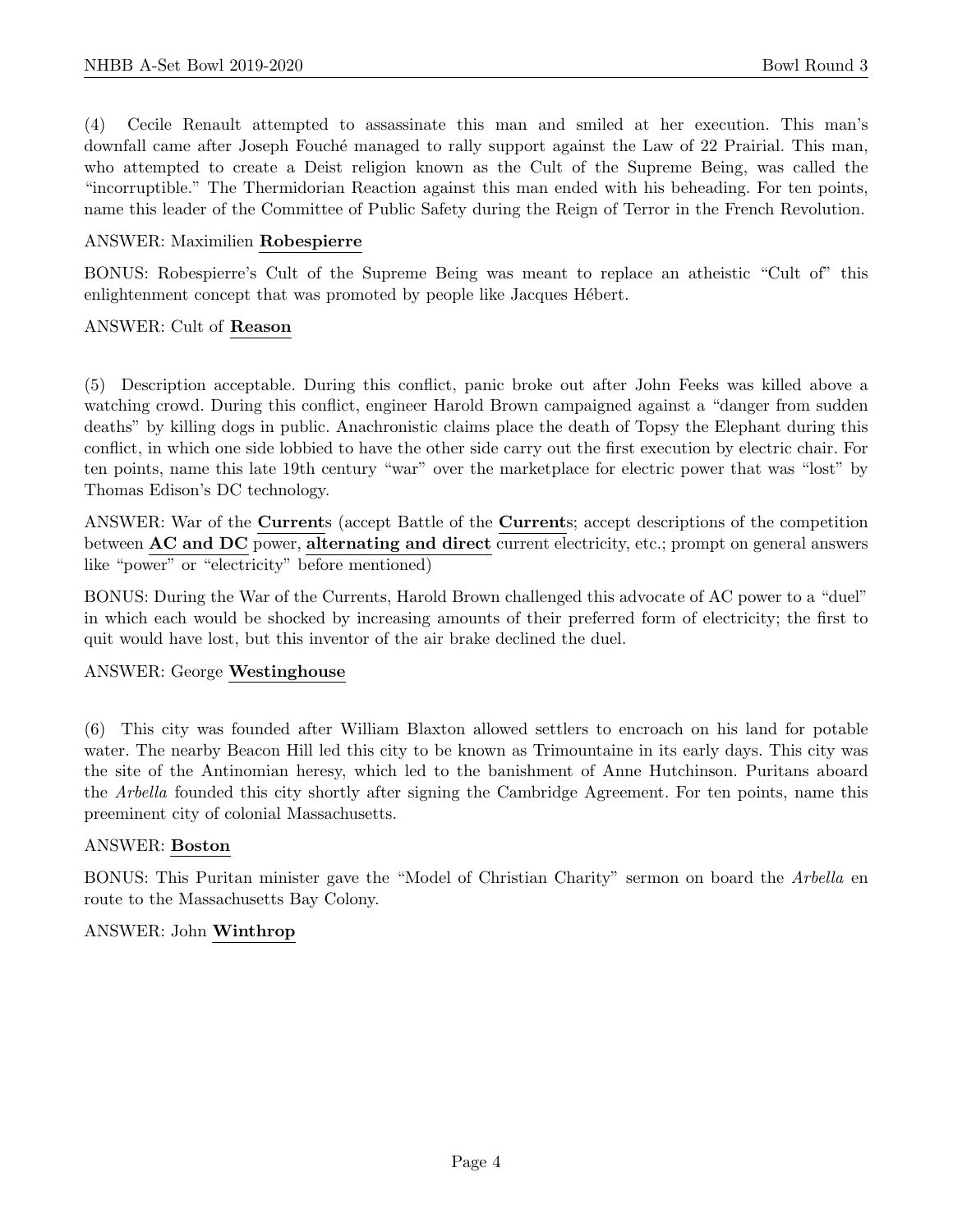(4) Cecile Renault attempted to assassinate this man and smiled at her execution. This man's downfall came after Joseph Fouché managed to rally support against the Law of 22 Prairial. This man, who attempted to create a Deist religion known as the Cult of the Supreme Being, was called the "incorruptible." The Thermidorian Reaction against this man ended with his beheading. For ten points, name this leader of the Committee of Public Safety during the Reign of Terror in the French Revolution.

ANSWER: Maximilien **Robespierre**

BONUS: Robespierre's Cult of the Supreme Being was meant to replace an atheistic "Cult of" this enlightenment concept that was promoted by people like Jacques Hébert.

ANSWER: Cult of **Reason**

(5) Description acceptable. During this conflict, panic broke out after John Feeks was killed above a watching crowd. During this conflict, engineer Harold Brown campaigned against a "danger from sudden deaths" by killing dogs in public. Anachronistic claims place the death of Topsy the Elephant during this conflict, in which one side lobbied to have the other side carry out the first execution by electric chair. For ten points, name this late 19th century "war" over the marketplace for electric power that was "lost" by Thomas Edison's DC technology.

ANSWER: War of the **Current**s (accept Battle of the **Current**s; accept descriptions of the competition between **AC and DC** power, **alternating and direct** current electricity, etc.; prompt on general answers like "power" or "electricity" before mentioned)

BONUS: During the War of the Currents, Harold Brown challenged this advocate of AC power to a "duel" in which each would be shocked by increasing amounts of their preferred form of electricity; the first to quit would have lost, but this inventor of the air brake declined the duel.

ANSWER: George **Westinghouse**

(6) This city was founded after William Blaxton allowed settlers to encroach on his land for potable water. The nearby Beacon Hill led this city to be known as Trimountaine in its early days. This city was the site of the Antinomian heresy, which led to the banishment of Anne Hutchinson. Puritans aboard the *Arbella* founded this city shortly after signing the Cambridge Agreement. For ten points, name this preeminent city of colonial Massachusetts.

ANSWER: **Boston**

BONUS: This Puritan minister gave the "Model of Christian Charity" sermon on board the *Arbella* en route to the Massachusetts Bay Colony.

ANSWER: John **Winthrop**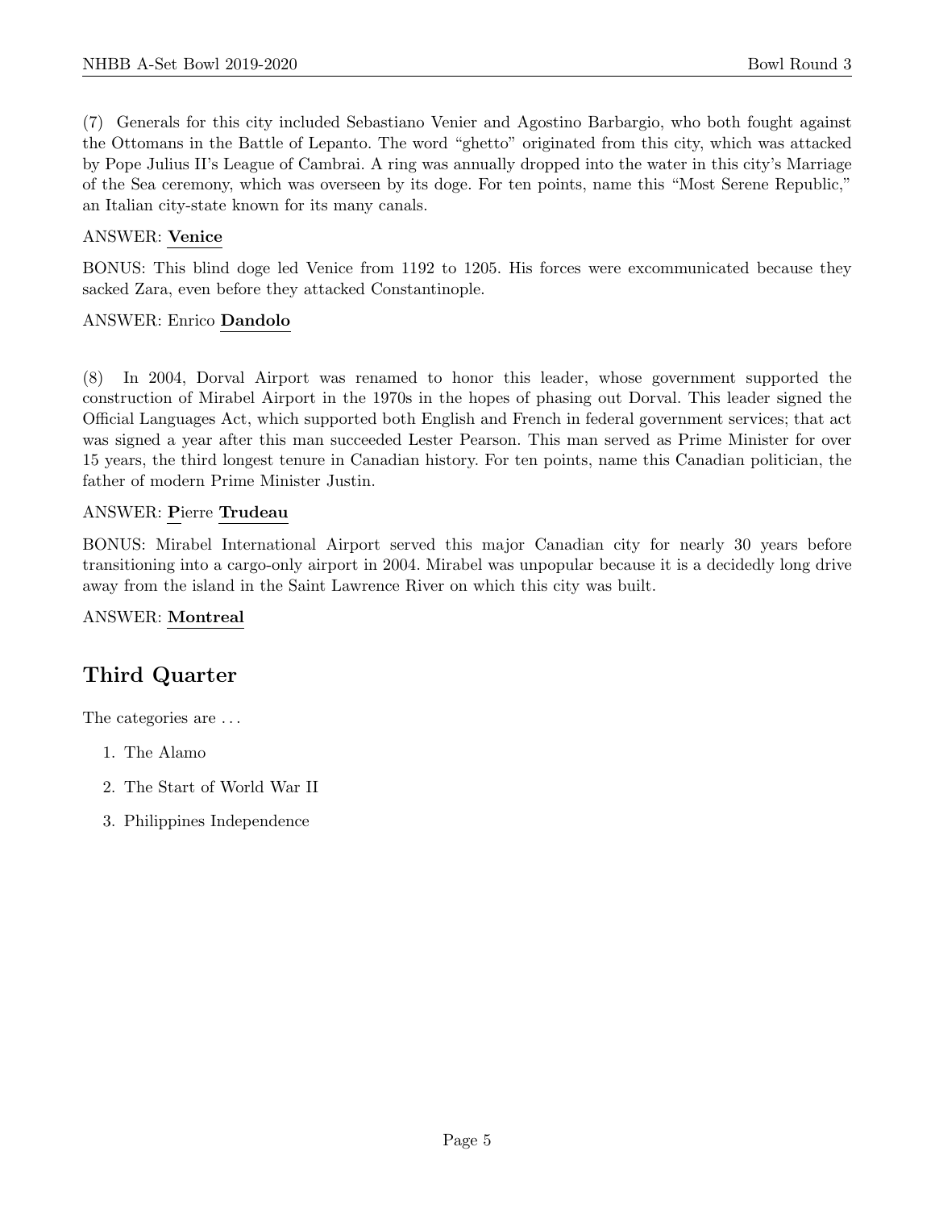(7) Generals for this city included Sebastiano Venier and Agostino Barbargio, who both fought against the Ottomans in the Battle of Lepanto. The word "ghetto" originated from this city, which was attacked by Pope Julius II's League of Cambrai. A ring was annually dropped into the water in this city's Marriage of the Sea ceremony, which was overseen by its doge. For ten points, name this "Most Serene Republic," an Italian city-state known for its many canals.

ANSWER: **Venice**

BONUS: This blind doge led Venice from 1192 to 1205. His forces were excommunicated because they sacked Zara, even before they attacked Constantinople.

ANSWER: Enrico **Dandolo**

(8) In 2004, Dorval Airport was renamed to honor this leader, whose government supported the construction of Mirabel Airport in the 1970s in the hopes of phasing out Dorval. This leader signed the Official Languages Act, which supported both English and French in federal government services; that act was signed a year after this man succeeded Lester Pearson. This man served as Prime Minister for over 15 years, the third longest tenure in Canadian history. For ten points, name this Canadian politician, the father of modern Prime Minister Justin.

ANSWER: **P**ierre **Trudeau**

BONUS: Mirabel International Airport served this major Canadian city for nearly 30 years before transitioning into a cargo-only airport in 2004. Mirabel was unpopular because it is a decidedly long drive away from the island in the Saint Lawrence River on which this city was built.

ANSWER: **Montreal**

## Third Quarter

The categories are ...

1. The Alamo
2. The Start of World War II
3. Philippines Independence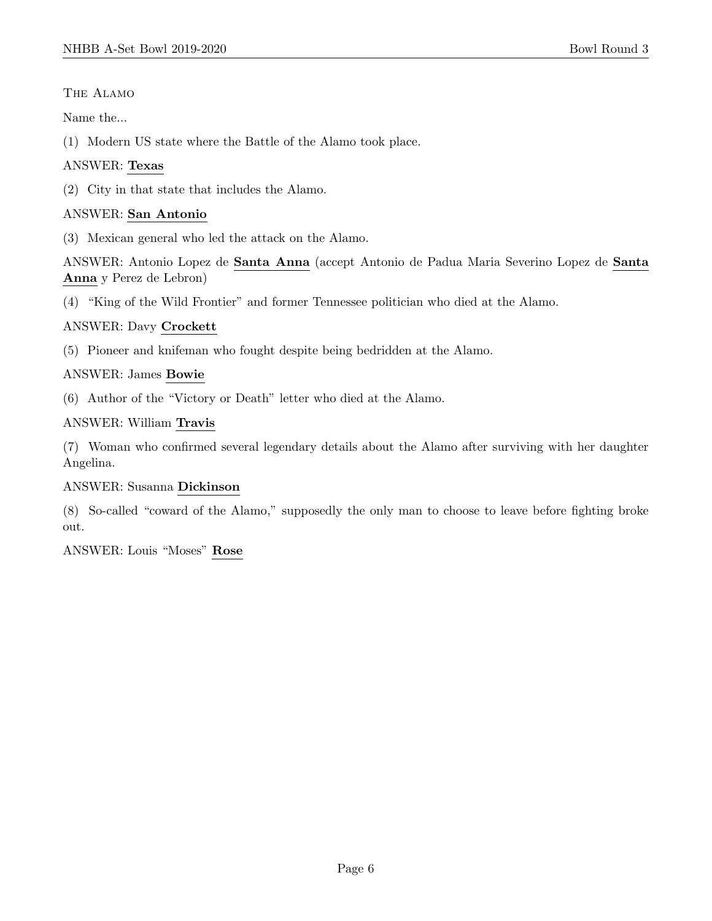The Alamo

Name the...

(1) Modern US state where the Battle of the Alamo took place.

ANSWER: **Texas**

(2) City in that state that includes the Alamo.

ANSWER: **San Antonio**

(3) Mexican general who led the attack on the Alamo.

ANSWER: Antonio Lopez de **Santa Anna** (accept Antonio de Padua Maria Severino Lopez de **Santa Anna** y Perez de Lebron)

(4) "King of the Wild Frontier" and former Tennessee politician who died at the Alamo.

ANSWER: Davy **Crockett**

(5) Pioneer and knifeman who fought despite being bedridden at the Alamo.

ANSWER: James **Bowie**

(6) Author of the "Victory or Death" letter who died at the Alamo.

ANSWER: William **Travis**

(7) Woman who confirmed several legendary details about the Alamo after surviving with her daughter Angelina.

ANSWER: Susanna **Dickinson**

(8) So-called "coward of the Alamo," supposedly the only man to choose to leave before fighting broke out.

ANSWER: Louis "Moses" **Rose**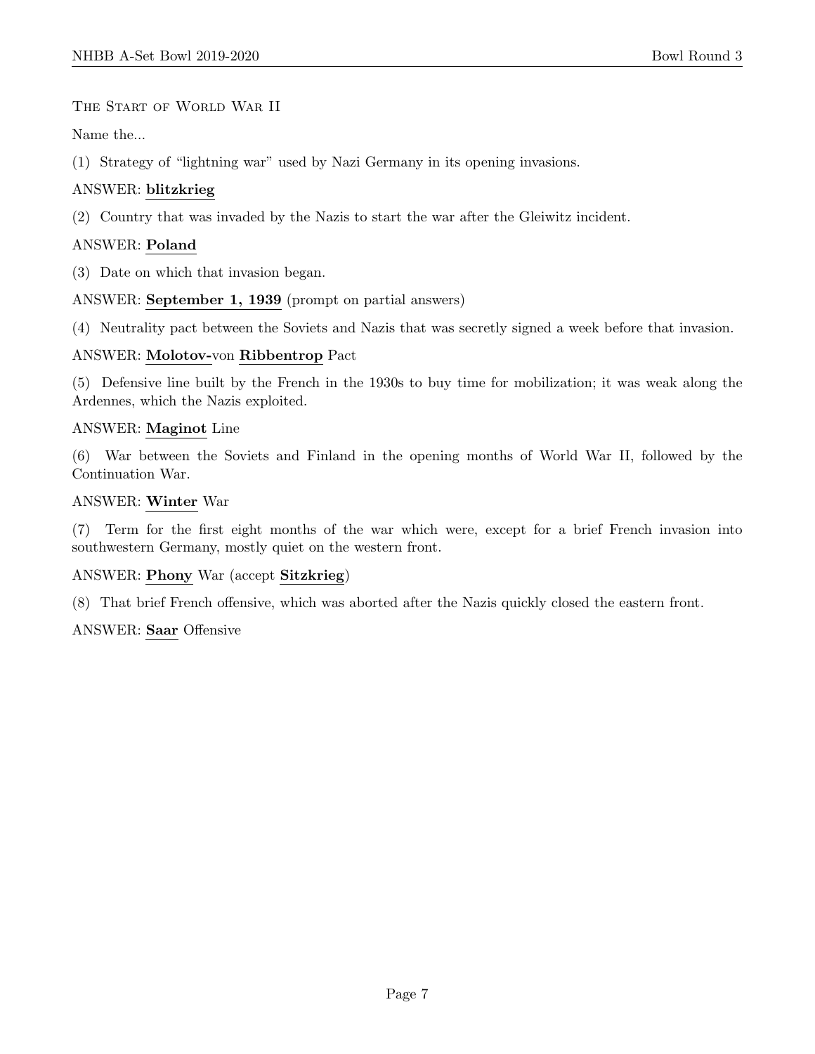The Start of World War II

Name the...

(1) Strategy of "lightning war" used by Nazi Germany in its opening invasions.

ANSWER: **blitzkrieg**

(2) Country that was invaded by the Nazis to start the war after the Gleiwitz incident.

ANSWER: **Poland**

(3) Date on which that invasion began.

ANSWER: **September 1, 1939** (prompt on partial answers)

(4) Neutrality pact between the Soviets and Nazis that was secretly signed a week before that invasion.

ANSWER: **Molotov-**von **Ribbentrop** Pact

(5) Defensive line built by the French in the 1930s to buy time for mobilization; it was weak along the Ardennes, which the Nazis exploited.

ANSWER: **Maginot** Line

(6) War between the Soviets and Finland in the opening months of World War II, followed by the Continuation War.

ANSWER: **Winter** War

(7) Term for the first eight months of the war which were, except for a brief French invasion into southwestern Germany, mostly quiet on the western front.

ANSWER: **Phony** War (accept **Sitzkrieg**)

(8) That brief French offensive, which was aborted after the Nazis quickly closed the eastern front.

ANSWER: **Saar** Offensive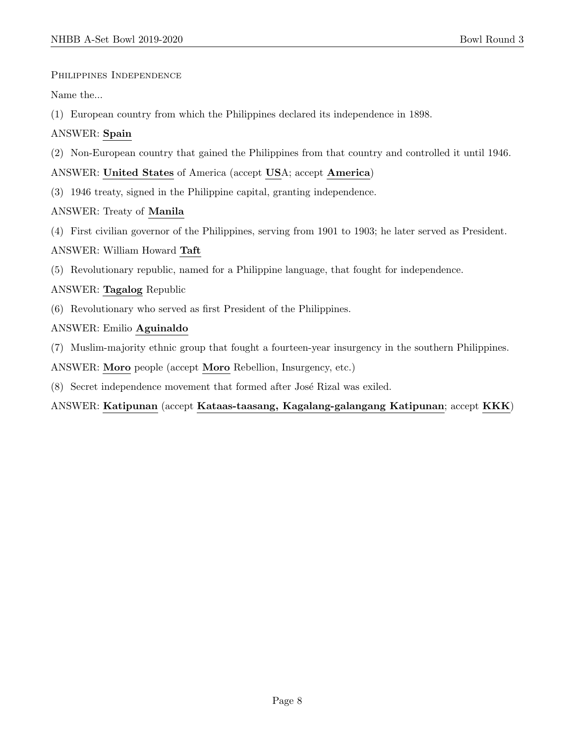## Philippines Independence

Name the...

(1) European country from which the Philippines declared its independence in 1898.

ANSWER: **Spain**

(2) Non-European country that gained the Philippines from that country and controlled it until 1946.

ANSWER: **United States** of America (accept **US**A; accept **America**)

(3) 1946 treaty, signed in the Philippine capital, granting independence.

ANSWER: Treaty of **Manila**

(4) First civilian governor of the Philippines, serving from 1901 to 1903; he later served as President.

ANSWER: William Howard **Taft**

(5) Revolutionary republic, named for a Philippine language, that fought for independence.

ANSWER: **Tagalog** Republic

(6) Revolutionary who served as first President of the Philippines.

ANSWER: Emilio **Aguinaldo**

(7) Muslim-majority ethnic group that fought a fourteen-year insurgency in the southern Philippines.

ANSWER: **Moro** people (accept **Moro** Rebellion, Insurgency, etc.)

(8) Secret independence movement that formed after José Rizal was exiled.

ANSWER: **Katipunan** (accept **Kataas-taasang, Kagalang-galangang Katipunan**; accept **KKK**)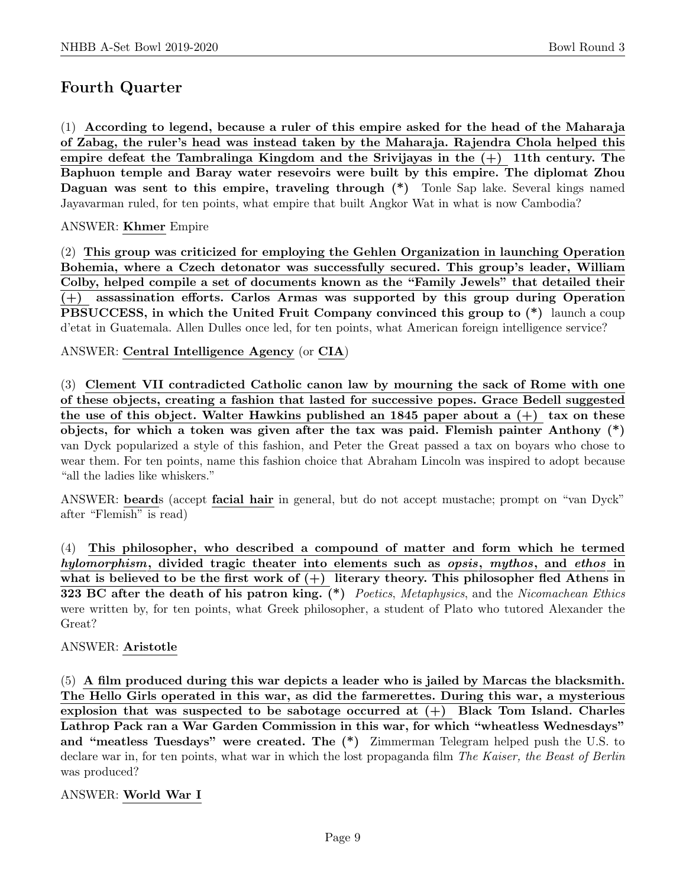## Fourth Quarter

(1) **According to legend, because a ruler of this empire asked for the head of the Maharaja of Zabag, the ruler's head was instead taken by the Maharaja. Rajendra Chola helped this empire defeat the Tambralinga Kingdom and the Srivijayas in the (+) 11th century. The Baphuon temple and Baray water resevoirs were built by this empire. The diplomat Zhou Daguan was sent to this empire, traveling through (*)** Tonle Sap lake. Several kings named Jayavarman ruled, for ten points, what empire that built Angkor Wat in what is now Cambodia?

ANSWER: **Khmer** Empire

(2) **This group was criticized for employing the Gehlen Organization in launching Operation Bohemia, where a Czech detonator was successfully secured. This group's leader, William Colby, helped compile a set of documents known as the "Family Jewels" that detailed their (+) assassination efforts. Carlos Armas was supported by this group during Operation PBSUCCESS, in which the United Fruit Company convinced this group to (*)** launch a coup d'etat in Guatemala. Allen Dulles once led, for ten points, what American foreign intelligence service?

ANSWER: **Central Intelligence Agency** (or **CIA**)

(3) **Clement VII contradicted Catholic canon law by mourning the sack of Rome with one of these objects, creating a fashion that lasted for successive popes. Grace Bedell suggested the use of this object. Walter Hawkins published an 1845 paper about a (+) tax on these objects, for which a token was given after the tax was paid. Flemish painter Anthony (*)** van Dyck popularized a style of this fashion, and Peter the Great passed a tax on boyars who chose to wear them. For ten points, name this fashion choice that Abraham Lincoln was inspired to adopt because "all the ladies like whiskers."

ANSWER: **beard**s (accept **facial hair** in general, but do not accept mustache; prompt on "van Dyck" after "Flemish" is read)

(4) **This philosopher, who described a compound of matter and form which he termed *hylomorphism*, divided tragic theater into elements such as *opsis*, *mythos*, and *ethos* in what is believed to be the first work of (+) literary theory. This philosopher fled Athens in 323 BC after the death of his patron king. (*)** *Poetics*, *Metaphysics*, and the *Nicomachean Ethics* were written by, for ten points, what Greek philosopher, a student of Plato who tutored Alexander the Great?

ANSWER: **Aristotle**

(5) **A film produced during this war depicts a leader who is jailed by Marcas the blacksmith. The Hello Girls operated in this war, as did the farmerettes. During this war, a mysterious explosion that was suspected to be sabotage occurred at (+) Black Tom Island. Charles Lathrop Pack ran a War Garden Commission in this war, for which "wheatless Wednesdays" and "meatless Tuesdays" were created. The (*)** Zimmerman Telegram helped push the U.S. to declare war in, for ten points, what war in which the lost propaganda film *The Kaiser, the Beast of Berlin* was produced?

ANSWER: **World War I**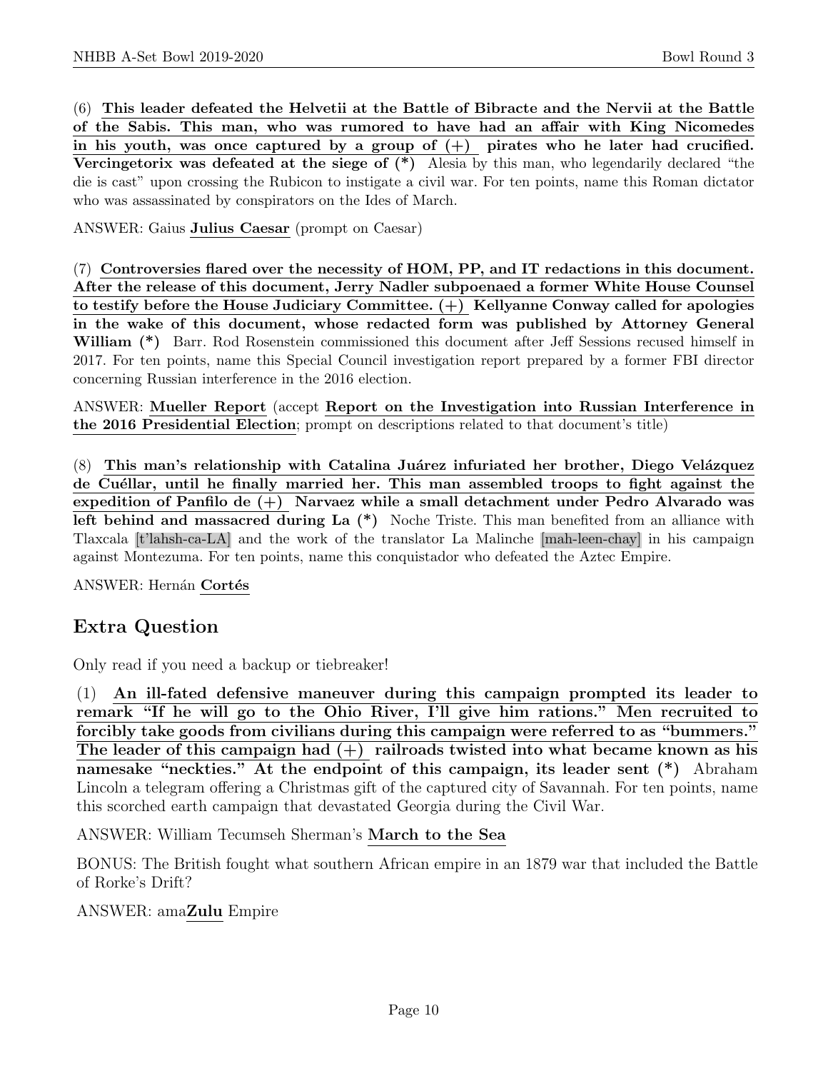(6) **This leader defeated the Helvetii at the Battle of Bibracte and the Nervii at the Battle of the Sabis. This man, who was rumored to have had an affair with King Nicomedes in his youth, was once captured by a group of (+) pirates who he later had crucified. Vercingetorix was defeated at the siege of (*)** Alesia by this man, who legendarily declared "the die is cast" upon crossing the Rubicon to instigate a civil war. For ten points, name this Roman dictator who was assassinated by conspirators on the Ides of March.

ANSWER: Gaius **Julius Caesar** (prompt on Caesar)

(7) **Controversies flared over the necessity of HOM, PP, and IT redactions in this document. After the release of this document, Jerry Nadler subpoenaed a former White House Counsel to testify before the House Judiciary Committee. (+) Kellyanne Conway called for apologies in the wake of this document, whose redacted form was published by Attorney General William (*)** Barr. Rod Rosenstein commissioned this document after Jeff Sessions recused himself in 2017. For ten points, name this Special Council investigation report prepared by a former FBI director concerning Russian interference in the 2016 election.

ANSWER: **Mueller Report** (accept **Report on the Investigation into Russian Interference in the 2016 Presidential Election**; prompt on descriptions related to that document's title)

(8) **This man's relationship with Catalina Juárez infuriated her brother, Diego Velázquez de Cuéllar, until he finally married her. This man assembled troops to fight against the expedition of Panfilo de (+) Narvaez while a small detachment under Pedro Alvarado was left behind and massacred during La (*)** Noche Triste. This man benefited from an alliance with Tlaxcala [t'lahsh-ca-LA] and the work of the translator La Malinche [mah-leen-chay] in his campaign against Montezuma. For ten points, name this conquistador who defeated the Aztec Empire.

ANSWER: Hernán **Cortés**

## Extra Question

Only read if you need a backup or tiebreaker!

(1) **An ill-fated defensive maneuver during this campaign prompted its leader to remark "If he will go to the Ohio River, I'll give him rations." Men recruited to forcibly take goods from civilians during this campaign were referred to as "bummers." The leader of this campaign had (+) railroads twisted into what became known as his namesake "neckties." At the endpoint of this campaign, its leader sent (*)** Abraham Lincoln a telegram offering a Christmas gift of the captured city of Savannah. For ten points, name this scorched earth campaign that devastated Georgia during the Civil War.

ANSWER: William Tecumseh Sherman's **March to the Sea**

BONUS: The British fought what southern African empire in an 1879 war that included the Battle of Rorke's Drift?

ANSWER: ama**Zulu** Empire